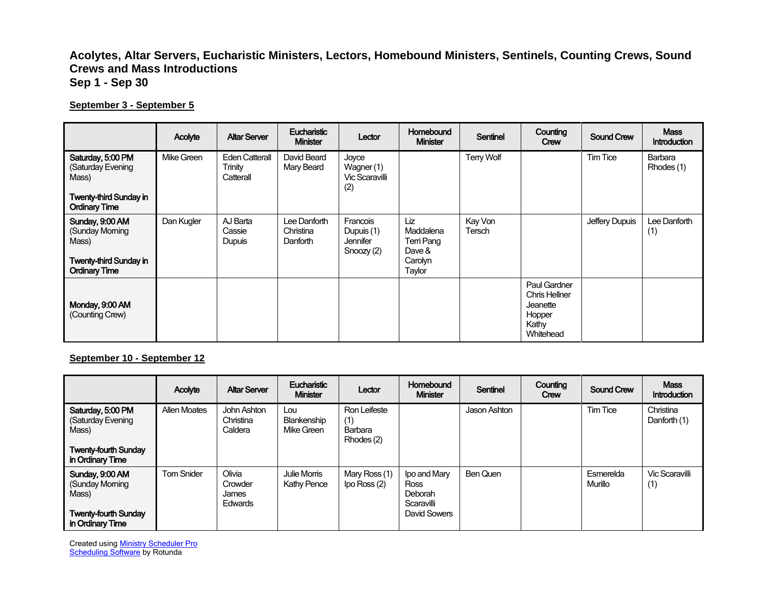# Acolytes, Altar Servers, Eucharistic Ministers, Lectors, Homebound Ministers, Sentinels, Counting Crews, Sound Crews and Mass Introductions

## Sep 1 - Sep 30

### September 3 - September 5

| | Acolyte | Altar Server | Eucharistic Minister | Lector | Homebound Minister | Sentinel | Counting Crew | Sound Crew | Mass Introduction |
|---|---|---|---|---|---|---|---|---|---|
| **Saturday, 5:00 PM** (Saturday Evening Mass) **Twenty-third Sunday in Ordinary Time** | Mike Green | Eden Catterall Trinity Catterall | David Beard Mary Beard | Joyce Wagner (1) Vic Scaravilli (2) | | Terry Wolf | | Tim Tice | Barbara Rhodes (1) |
| **Sunday, 9:00 AM** (Sunday Morning Mass) **Twenty-third Sunday in Ordinary Time** | Dan Kugler | AJ Barta Cassie Dupuis | Lee Danforth Christina Danforth | Francois Dupuis (1) Jennifer Snoozy (2) | Liz Maddalena Terri Pang Dave & Carolyn Taylor | Kay Von Tersch | | Jeffery Dupuis | Lee Danforth (1) |
| **Monday, 9:00 AM** (Counting Crew) | | | | | | | Paul Gardner Chris Hellner Jeanette Hopper Kathy Whitehead | | |

### September 10 - September 12

| | Acolyte | Altar Server | Eucharistic Minister | Lector | Homebound Minister | Sentinel | Counting Crew | Sound Crew | Mass Introduction |
|---|---|---|---|---|---|---|---|---|---|
| **Saturday, 5:00 PM** (Saturday Evening Mass) **Twenty-fourth Sunday in Ordinary Time** | Allen Moates | John Ashton Christina Caldera | Lou Blankenship Mike Green | Ron Leifeste (1) Barbara Rhodes (2) | | Jason Ashton | | Tim Tice | Christina Danforth (1) |
| **Sunday, 9:00 AM** (Sunday Morning Mass) **Twenty-fourth Sunday in Ordinary Time** | Tom Snider | Olivia Crowder James Edwards | Julie Morris Kathy Pence | Mary Ross (1) Ipo Ross (2) | Ipo and Mary Ross Deborah Scaravilli David Sowers | Ben Quen | | Esmerelda Murillo | Vic Scaravilli (1) |

Created using Ministry Scheduler Pro Scheduling Software by Rotunda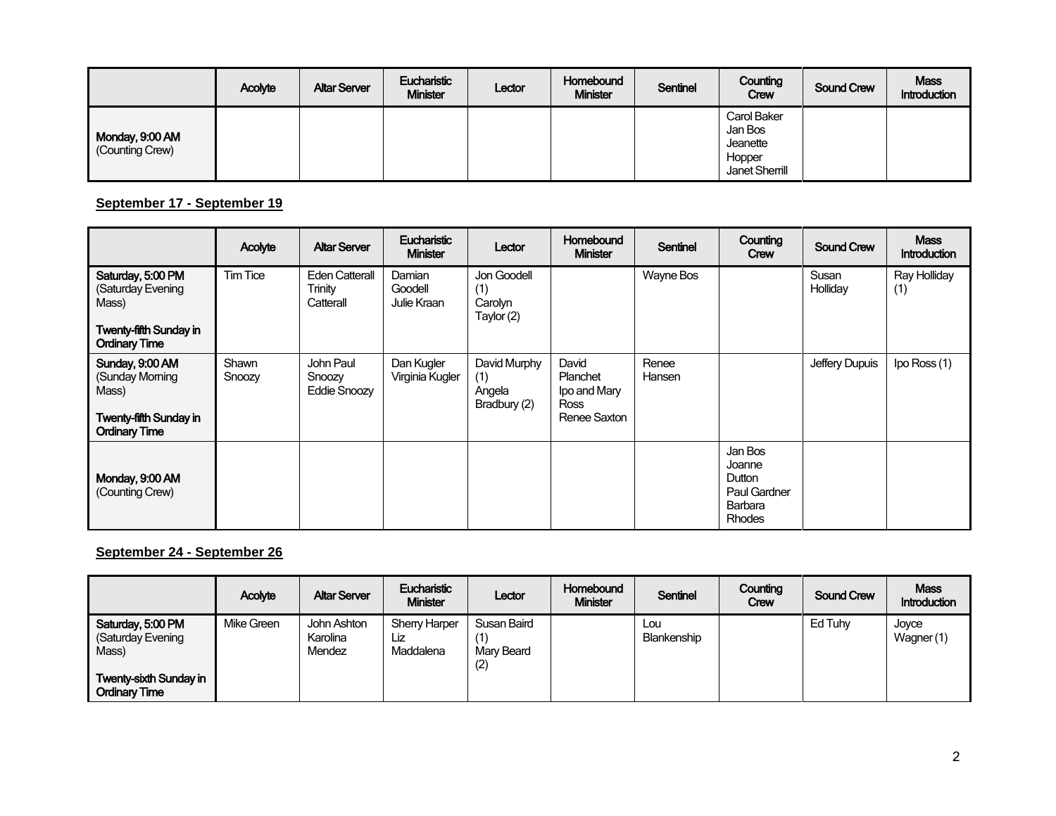| | Acolyte | Altar Server | Eucharistic Minister | Lector | Homebound Minister | Sentinel | Counting Crew | Sound Crew | Mass Introduction |
|---|---|---|---|---|---|---|---|---|---|
| **Monday, 9:00 AM** (Counting Crew) | | | | | | | Carol Baker Jan Bos Jeanette Hopper Janet Sherrill | | |

**September 17 - September 19**

| | Acolyte | Altar Server | Eucharistic Minister | Lector | Homebound Minister | Sentinel | Counting Crew | Sound Crew | Mass Introduction |
|---|---|---|---|---|---|---|---|---|---|
| **Saturday, 5:00 PM** (Saturday Evening Mass) **Twenty-fifth Sunday in Ordinary Time** | Tim Tice | Eden Catterall Trinity Catterall | Damian Goodell Julie Kraan | Jon Goodell (1) Carolyn Taylor (2) | | Wayne Bos | | Susan Holliday | Ray Holliday (1) |
| **Sunday, 9:00 AM** (Sunday Morning Mass) **Twenty-fifth Sunday in Ordinary Time** | Shawn Snoozy | John Paul Snoozy Eddie Snoozy | Dan Kugler Virginia Kugler | David Murphy (1) Angela Bradbury (2) | David Planchet Ipo and Mary Ross Renee Saxton | Renee Hansen | | Jeffery Dupuis | Ipo Ross (1) |
| **Monday, 9:00 AM** (Counting Crew) | | | | | | | Jan Bos Joanne Dutton Paul Gardner Barbara Rhodes | | |

**September 24 - September 26**

| | Acolyte | Altar Server | Eucharistic Minister | Lector | Homebound Minister | Sentinel | Counting Crew | Sound Crew | Mass Introduction |
|---|---|---|---|---|---|---|---|---|---|
| **Saturday, 5:00 PM** (Saturday Evening Mass) **Twenty-sixth Sunday in Ordinary Time** | Mike Green | John Ashton Karolina Mendez | Sherry Harper Liz Maddalena | Susan Baird (1) Mary Beard (2) | | Lou Blankenship | | Ed Tuhy | Joyce Wagner (1) |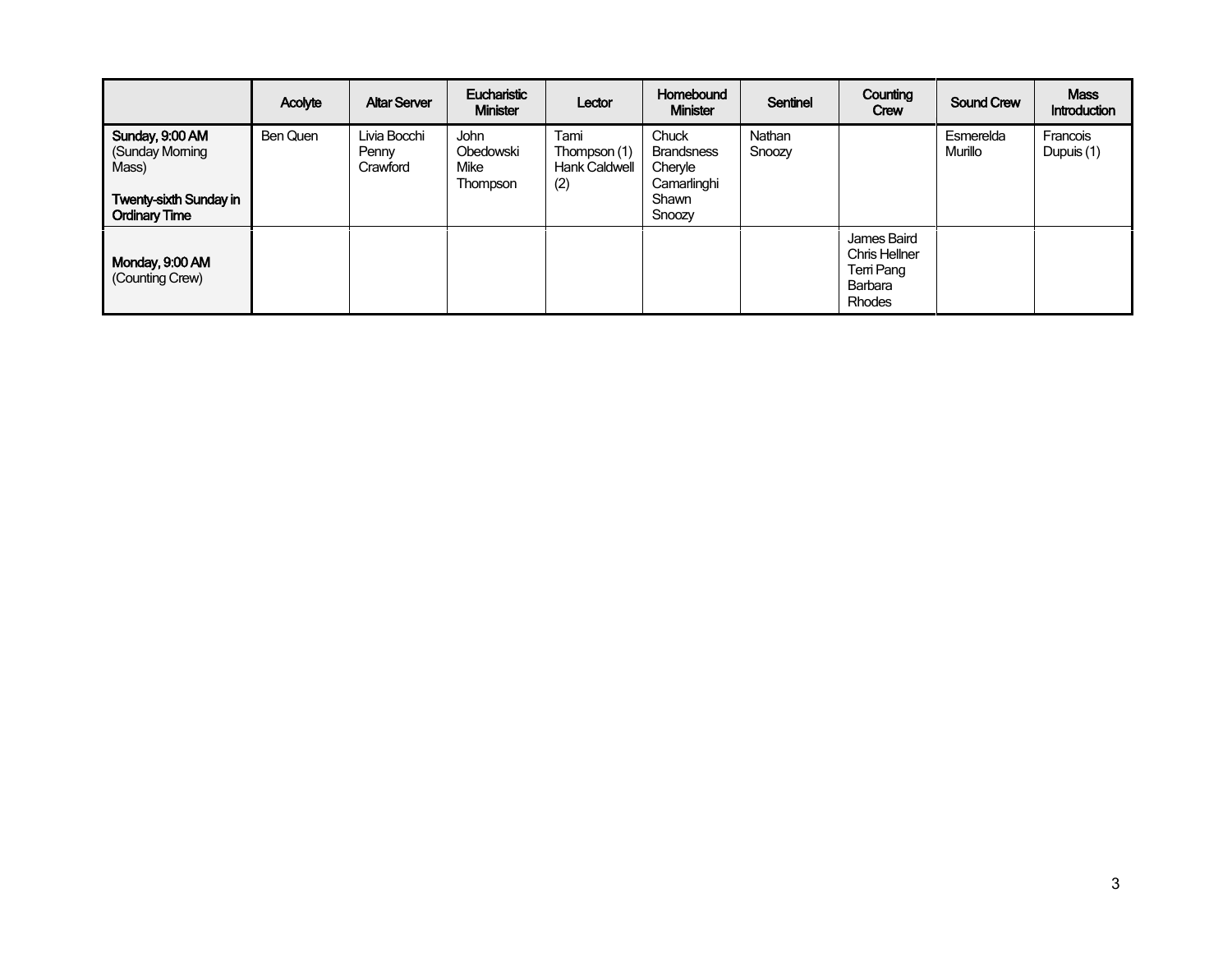| | Acolyte | Altar Server | Eucharistic Minister | Lector | Homebound Minister | Sentinel | Counting Crew | Sound Crew | Mass Introduction |
|---|---|---|---|---|---|---|---|---|---|
| **Sunday, 9:00 AM** (Sunday Morning Mass) **Twenty-sixth Sunday in Ordinary Time** | Ben Quen | Livia Bocchi Penny Crawford | John Obedowski Mike Thompson | Tami Thompson (1) Hank Caldwell (2) | Chuck Brandsness Cheryle Camarlinghi Shawn Snoozy | Nathan Snoozy | | Esmerelda Murillo | Francois Dupuis (1) |
| **Monday, 9:00 AM** (Counting Crew) | | | | | | | James Baird Chris Hellner Terri Pang Barbara Rhodes | | |